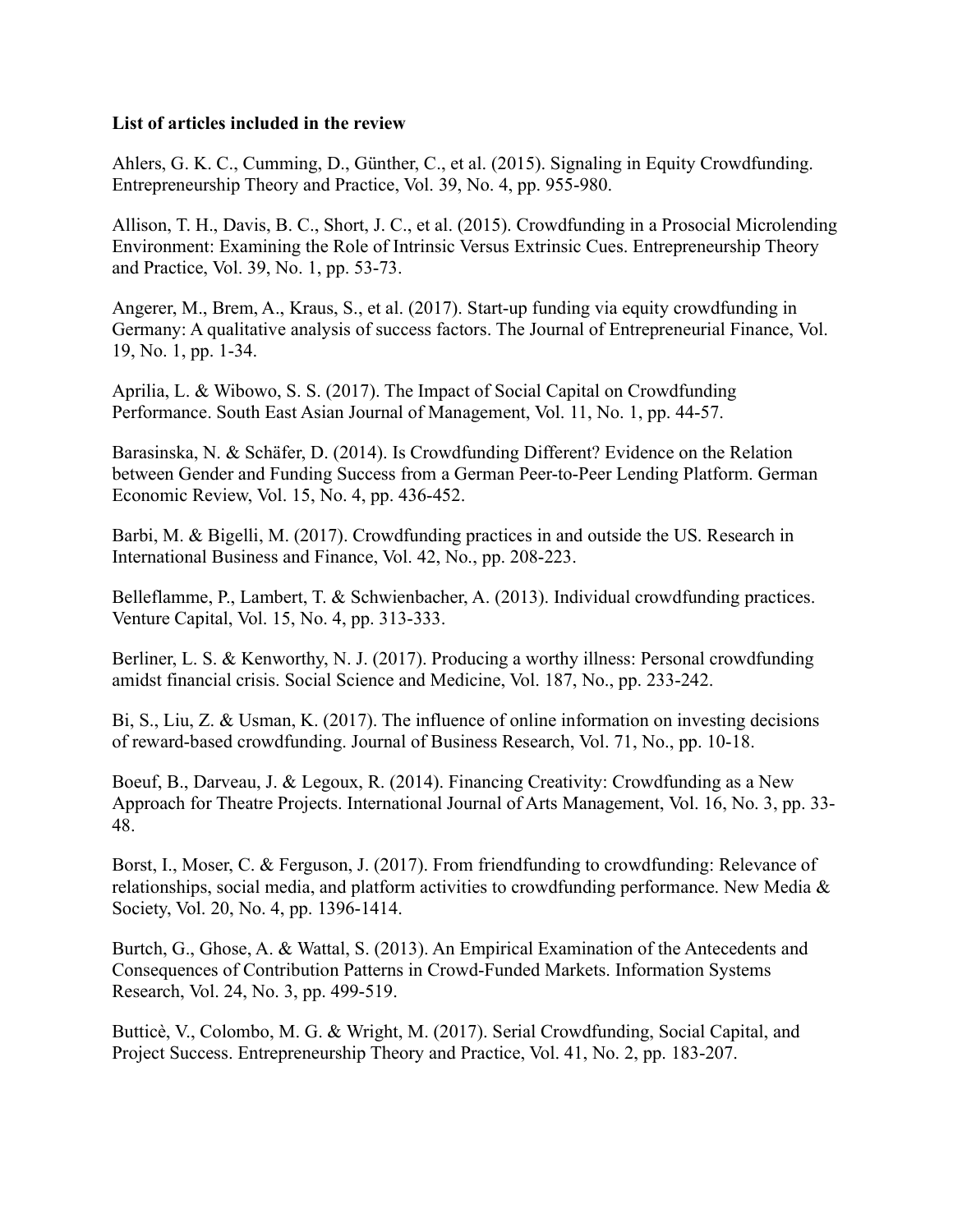**List of articles included in the review**

Ahlers, G. K. C., Cumming, D., Günther, C., et al. (2015). Signaling in Equity Crowdfunding. Entrepreneurship Theory and Practice, Vol. 39, No. 4, pp. 955-980.

Allison, T. H., Davis, B. C., Short, J. C., et al. (2015). Crowdfunding in a Prosocial Microlending Environment: Examining the Role of Intrinsic Versus Extrinsic Cues. Entrepreneurship Theory and Practice, Vol. 39, No. 1, pp. 53-73.

Angerer, M., Brem, A., Kraus, S., et al. (2017). Start-up funding via equity crowdfunding in Germany: A qualitative analysis of success factors. The Journal of Entrepreneurial Finance, Vol. 19, No. 1, pp. 1-34.

Aprilia, L. & Wibowo, S. S. (2017). The Impact of Social Capital on Crowdfunding Performance. South East Asian Journal of Management, Vol. 11, No. 1, pp. 44-57.

Barasinska, N. & Schäfer, D. (2014). Is Crowdfunding Different? Evidence on the Relation between Gender and Funding Success from a German Peer-to-Peer Lending Platform. German Economic Review, Vol. 15, No. 4, pp. 436-452.

Barbi, M. & Bigelli, M. (2017). Crowdfunding practices in and outside the US. Research in International Business and Finance, Vol. 42, No., pp. 208-223.

Belleflamme, P., Lambert, T. & Schwienbacher, A. (2013). Individual crowdfunding practices. Venture Capital, Vol. 15, No. 4, pp. 313-333.

Berliner, L. S. & Kenworthy, N. J. (2017). Producing a worthy illness: Personal crowdfunding amidst financial crisis. Social Science and Medicine, Vol. 187, No., pp. 233-242.

Bi, S., Liu, Z. & Usman, K. (2017). The influence of online information on investing decisions of reward-based crowdfunding. Journal of Business Research, Vol. 71, No., pp. 10-18.

Boeuf, B., Darveau, J. & Legoux, R. (2014). Financing Creativity: Crowdfunding as a New Approach for Theatre Projects. International Journal of Arts Management, Vol. 16, No. 3, pp. 33-48.

Borst, I., Moser, C. & Ferguson, J. (2017). From friendfunding to crowdfunding: Relevance of relationships, social media, and platform activities to crowdfunding performance. New Media & Society, Vol. 20, No. 4, pp. 1396-1414.

Burtch, G., Ghose, A. & Wattal, S. (2013). An Empirical Examination of the Antecedents and Consequences of Contribution Patterns in Crowd-Funded Markets. Information Systems Research, Vol. 24, No. 3, pp. 499-519.

Butticè, V., Colombo, M. G. & Wright, M. (2017). Serial Crowdfunding, Social Capital, and Project Success. Entrepreneurship Theory and Practice, Vol. 41, No. 2, pp. 183-207.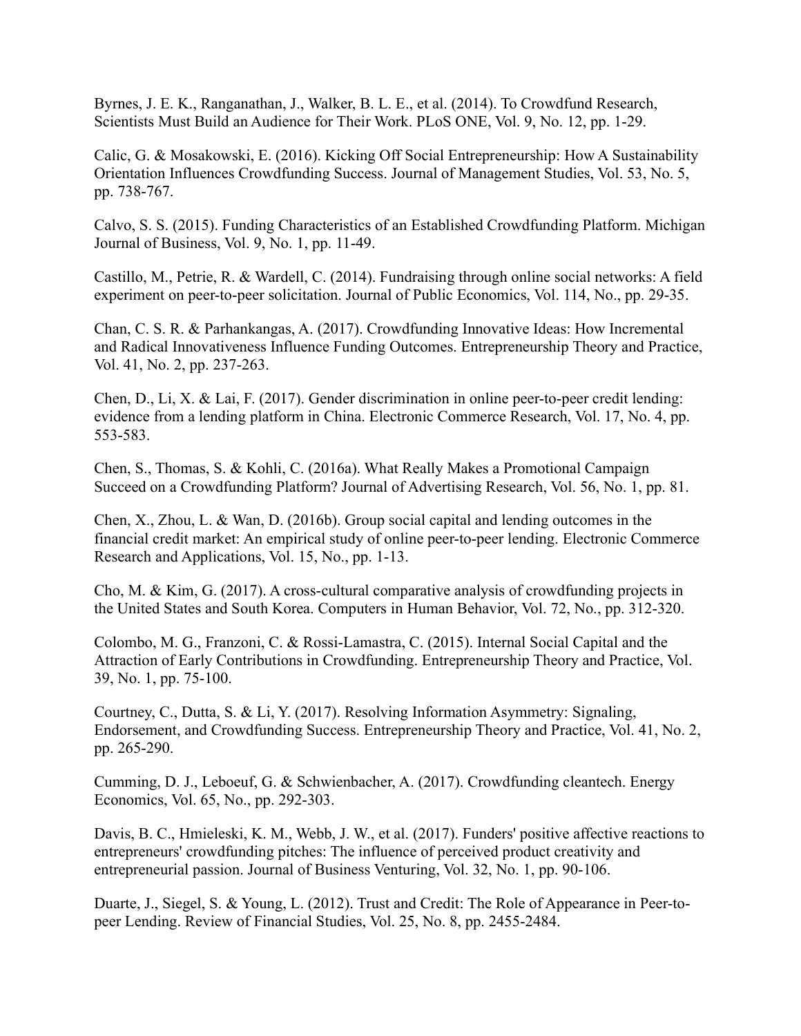Byrnes, J. E. K., Ranganathan, J., Walker, B. L. E., et al. (2014). To Crowdfund Research, Scientists Must Build an Audience for Their Work. PLoS ONE, Vol. 9, No. 12, pp. 1-29.

Calic, G. & Mosakowski, E. (2016). Kicking Off Social Entrepreneurship: How A Sustainability Orientation Influences Crowdfunding Success. Journal of Management Studies, Vol. 53, No. 5, pp. 738-767.

Calvo, S. S. (2015). Funding Characteristics of an Established Crowdfunding Platform. Michigan Journal of Business, Vol. 9, No. 1, pp. 11-49.

Castillo, M., Petrie, R. & Wardell, C. (2014). Fundraising through online social networks: A field experiment on peer-to-peer solicitation. Journal of Public Economics, Vol. 114, No., pp. 29-35.

Chan, C. S. R. & Parhankangas, A. (2017). Crowdfunding Innovative Ideas: How Incremental and Radical Innovativeness Influence Funding Outcomes. Entrepreneurship Theory and Practice, Vol. 41, No. 2, pp. 237-263.

Chen, D., Li, X. & Lai, F. (2017). Gender discrimination in online peer-to-peer credit lending: evidence from a lending platform in China. Electronic Commerce Research, Vol. 17, No. 4, pp. 553-583.

Chen, S., Thomas, S. & Kohli, C. (2016a). What Really Makes a Promotional Campaign Succeed on a Crowdfunding Platform? Journal of Advertising Research, Vol. 56, No. 1, pp. 81.

Chen, X., Zhou, L. & Wan, D. (2016b). Group social capital and lending outcomes in the financial credit market: An empirical study of online peer-to-peer lending. Electronic Commerce Research and Applications, Vol. 15, No., pp. 1-13.

Cho, M. & Kim, G. (2017). A cross-cultural comparative analysis of crowdfunding projects in the United States and South Korea. Computers in Human Behavior, Vol. 72, No., pp. 312-320.

Colombo, M. G., Franzoni, C. & Rossi-Lamastra, C. (2015). Internal Social Capital and the Attraction of Early Contributions in Crowdfunding. Entrepreneurship Theory and Practice, Vol. 39, No. 1, pp. 75-100.

Courtney, C., Dutta, S. & Li, Y. (2017). Resolving Information Asymmetry: Signaling, Endorsement, and Crowdfunding Success. Entrepreneurship Theory and Practice, Vol. 41, No. 2, pp. 265-290.

Cumming, D. J., Leboeuf, G. & Schwienbacher, A. (2017). Crowdfunding cleantech. Energy Economics, Vol. 65, No., pp. 292-303.

Davis, B. C., Hmieleski, K. M., Webb, J. W., et al. (2017). Funders' positive affective reactions to entrepreneurs' crowdfunding pitches: The influence of perceived product creativity and entrepreneurial passion. Journal of Business Venturing, Vol. 32, No. 1, pp. 90-106.

Duarte, J., Siegel, S. & Young, L. (2012). Trust and Credit: The Role of Appearance in Peer-to-peer Lending. Review of Financial Studies, Vol. 25, No. 8, pp. 2455-2484.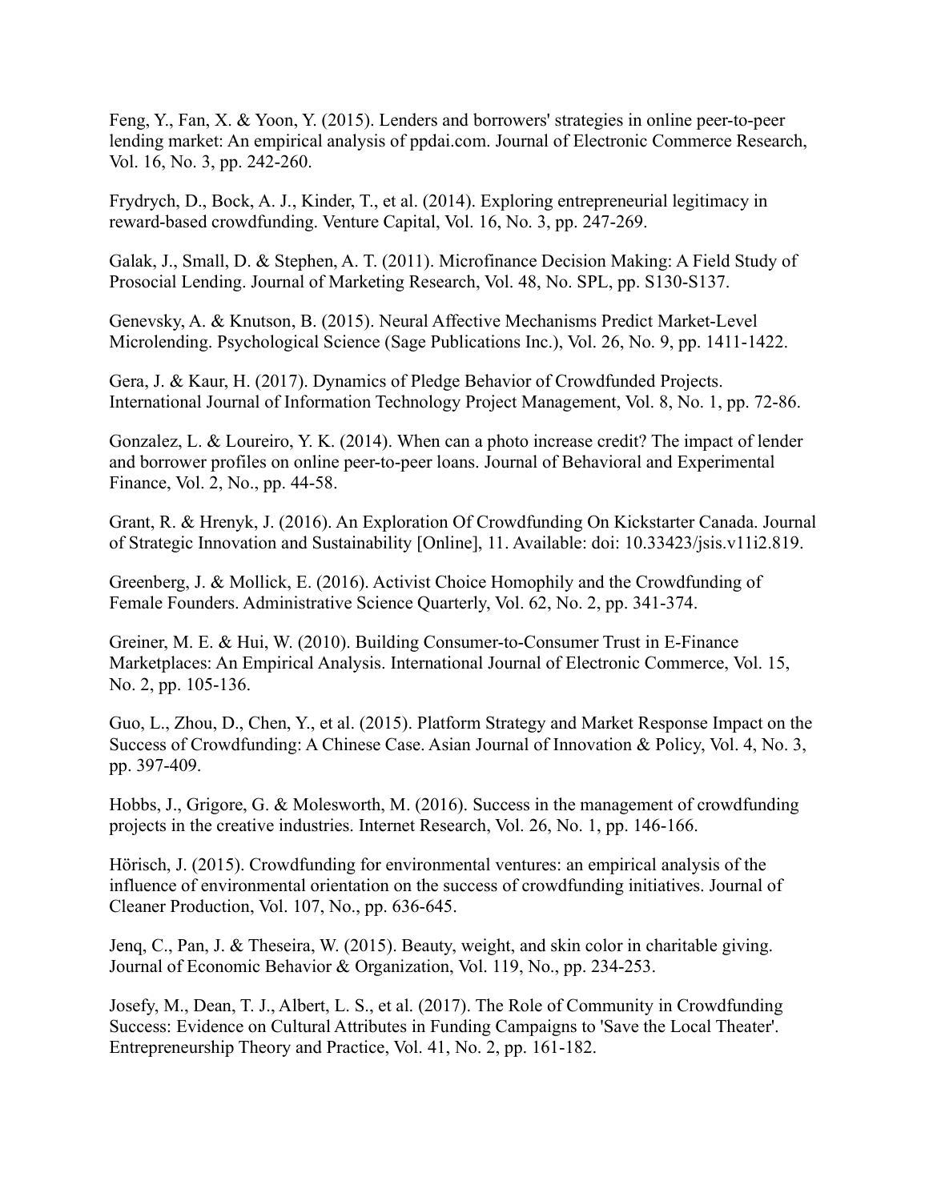Feng, Y., Fan, X. & Yoon, Y. (2015). Lenders and borrowers' strategies in online peer-to-peer lending market: An empirical analysis of ppdai.com. Journal of Electronic Commerce Research, Vol. 16, No. 3, pp. 242-260.

Frydrych, D., Bock, A. J., Kinder, T., et al. (2014). Exploring entrepreneurial legitimacy in reward-based crowdfunding. Venture Capital, Vol. 16, No. 3, pp. 247-269.

Galak, J., Small, D. & Stephen, A. T. (2011). Microfinance Decision Making: A Field Study of Prosocial Lending. Journal of Marketing Research, Vol. 48, No. SPL, pp. S130-S137.

Genevsky, A. & Knutson, B. (2015). Neural Affective Mechanisms Predict Market-Level Microlending. Psychological Science (Sage Publications Inc.), Vol. 26, No. 9, pp. 1411-1422.

Gera, J. & Kaur, H. (2017). Dynamics of Pledge Behavior of Crowdfunded Projects. International Journal of Information Technology Project Management, Vol. 8, No. 1, pp. 72-86.

Gonzalez, L. & Loureiro, Y. K. (2014). When can a photo increase credit? The impact of lender and borrower profiles on online peer-to-peer loans. Journal of Behavioral and Experimental Finance, Vol. 2, No., pp. 44-58.

Grant, R. & Hrenyk, J. (2016). An Exploration Of Crowdfunding On Kickstarter Canada. Journal of Strategic Innovation and Sustainability [Online], 11. Available: doi: 10.33423/jsis.v11i2.819.

Greenberg, J. & Mollick, E. (2016). Activist Choice Homophily and the Crowdfunding of Female Founders. Administrative Science Quarterly, Vol. 62, No. 2, pp. 341-374.

Greiner, M. E. & Hui, W. (2010). Building Consumer-to-Consumer Trust in E-Finance Marketplaces: An Empirical Analysis. International Journal of Electronic Commerce, Vol. 15, No. 2, pp. 105-136.

Guo, L., Zhou, D., Chen, Y., et al. (2015). Platform Strategy and Market Response Impact on the Success of Crowdfunding: A Chinese Case. Asian Journal of Innovation & Policy, Vol. 4, No. 3, pp. 397-409.

Hobbs, J., Grigore, G. & Molesworth, M. (2016). Success in the management of crowdfunding projects in the creative industries. Internet Research, Vol. 26, No. 1, pp. 146-166.

Hörisch, J. (2015). Crowdfunding for environmental ventures: an empirical analysis of the influence of environmental orientation on the success of crowdfunding initiatives. Journal of Cleaner Production, Vol. 107, No., pp. 636-645.

Jenq, C., Pan, J. & Theseira, W. (2015). Beauty, weight, and skin color in charitable giving. Journal of Economic Behavior & Organization, Vol. 119, No., pp. 234-253.

Josefy, M., Dean, T. J., Albert, L. S., et al. (2017). The Role of Community in Crowdfunding Success: Evidence on Cultural Attributes in Funding Campaigns to 'Save the Local Theater'. Entrepreneurship Theory and Practice, Vol. 41, No. 2, pp. 161-182.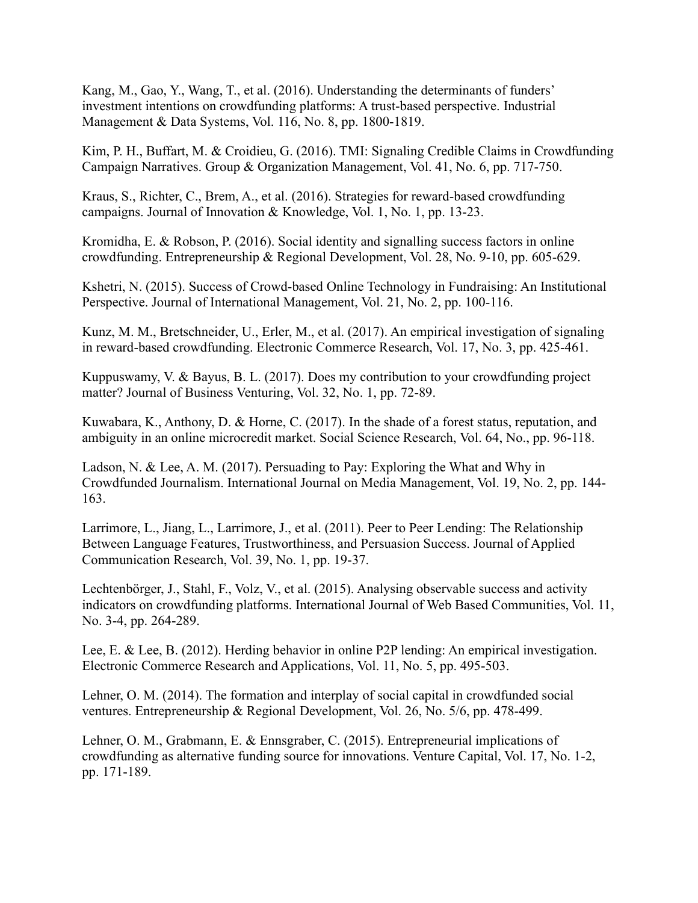Kang, M., Gao, Y., Wang, T., et al. (2016). Understanding the determinants of funders' investment intentions on crowdfunding platforms: A trust-based perspective. Industrial Management & Data Systems, Vol. 116, No. 8, pp. 1800-1819.

Kim, P. H., Buffart, M. & Croidieu, G. (2016). TMI: Signaling Credible Claims in Crowdfunding Campaign Narratives. Group & Organization Management, Vol. 41, No. 6, pp. 717-750.

Kraus, S., Richter, C., Brem, A., et al. (2016). Strategies for reward-based crowdfunding campaigns. Journal of Innovation & Knowledge, Vol. 1, No. 1, pp. 13-23.

Kromidha, E. & Robson, P. (2016). Social identity and signalling success factors in online crowdfunding. Entrepreneurship & Regional Development, Vol. 28, No. 9-10, pp. 605-629.

Kshetri, N. (2015). Success of Crowd-based Online Technology in Fundraising: An Institutional Perspective. Journal of International Management, Vol. 21, No. 2, pp. 100-116.

Kunz, M. M., Bretschneider, U., Erler, M., et al. (2017). An empirical investigation of signaling in reward-based crowdfunding. Electronic Commerce Research, Vol. 17, No. 3, pp. 425-461.

Kuppuswamy, V. & Bayus, B. L. (2017). Does my contribution to your crowdfunding project matter? Journal of Business Venturing, Vol. 32, No. 1, pp. 72-89.

Kuwabara, K., Anthony, D. & Horne, C. (2017). In the shade of a forest status, reputation, and ambiguity in an online microcredit market. Social Science Research, Vol. 64, No., pp. 96-118.

Ladson, N. & Lee, A. M. (2017). Persuading to Pay: Exploring the What and Why in Crowdfunded Journalism. International Journal on Media Management, Vol. 19, No. 2, pp. 144-163.

Larrimore, L., Jiang, L., Larrimore, J., et al. (2011). Peer to Peer Lending: The Relationship Between Language Features, Trustworthiness, and Persuasion Success. Journal of Applied Communication Research, Vol. 39, No. 1, pp. 19-37.

Lechtenbörger, J., Stahl, F., Volz, V., et al. (2015). Analysing observable success and activity indicators on crowdfunding platforms. International Journal of Web Based Communities, Vol. 11, No. 3-4, pp. 264-289.

Lee, E. & Lee, B. (2012). Herding behavior in online P2P lending: An empirical investigation. Electronic Commerce Research and Applications, Vol. 11, No. 5, pp. 495-503.

Lehner, O. M. (2014). The formation and interplay of social capital in crowdfunded social ventures. Entrepreneurship & Regional Development, Vol. 26, No. 5/6, pp. 478-499.

Lehner, O. M., Grabmann, E. & Ennsgraber, C. (2015). Entrepreneurial implications of crowdfunding as alternative funding source for innovations. Venture Capital, Vol. 17, No. 1-2, pp. 171-189.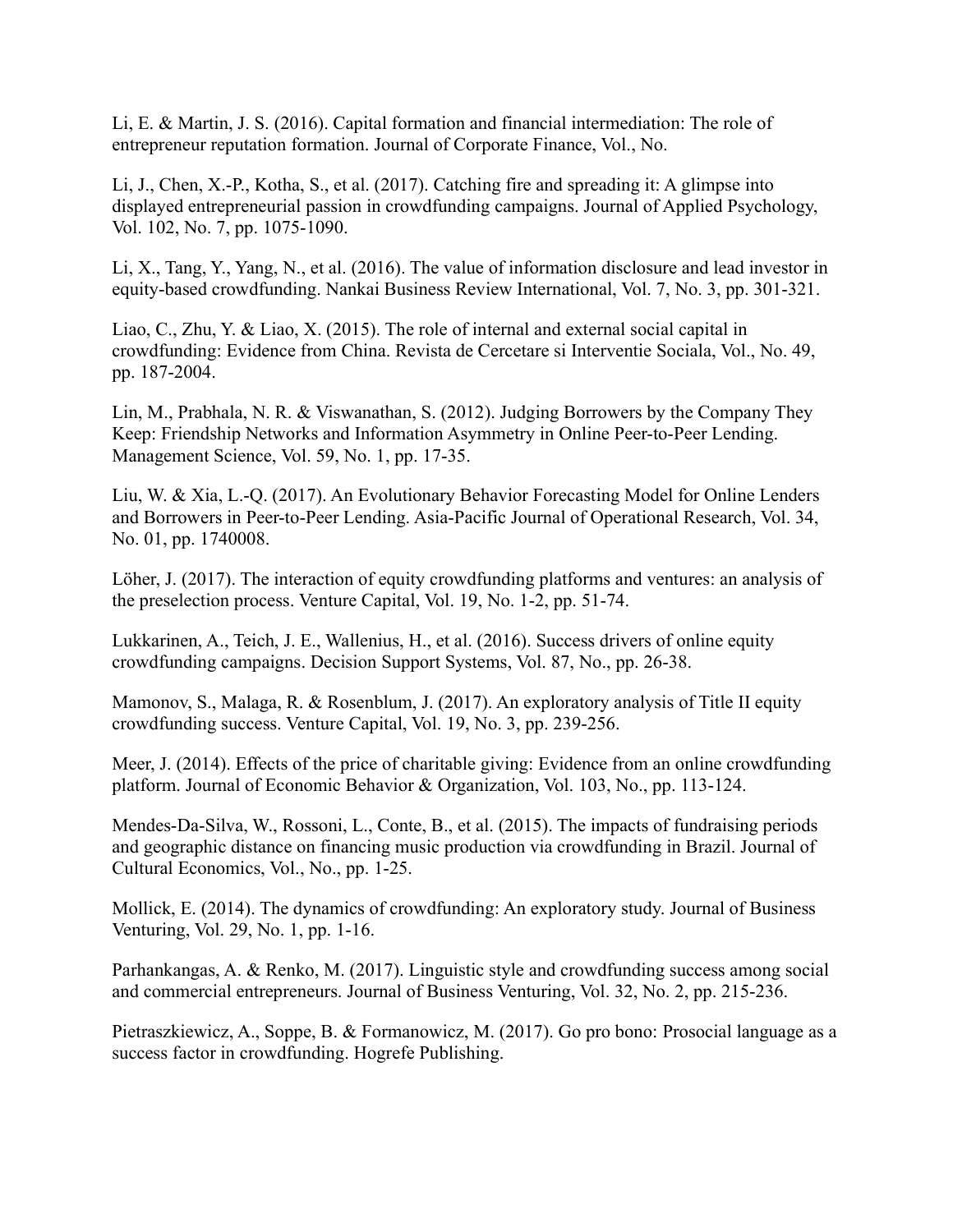Li, E. & Martin, J. S. (2016). Capital formation and financial intermediation: The role of entrepreneur reputation formation. Journal of Corporate Finance, Vol., No.

Li, J., Chen, X.-P., Kotha, S., et al. (2017). Catching fire and spreading it: A glimpse into displayed entrepreneurial passion in crowdfunding campaigns. Journal of Applied Psychology, Vol. 102, No. 7, pp. 1075-1090.

Li, X., Tang, Y., Yang, N., et al. (2016). The value of information disclosure and lead investor in equity-based crowdfunding. Nankai Business Review International, Vol. 7, No. 3, pp. 301-321.

Liao, C., Zhu, Y. & Liao, X. (2015). The role of internal and external social capital in crowdfunding: Evidence from China. Revista de Cercetare si Interventie Sociala, Vol., No. 49, pp. 187-2004.

Lin, M., Prabhala, N. R. & Viswanathan, S. (2012). Judging Borrowers by the Company They Keep: Friendship Networks and Information Asymmetry in Online Peer-to-Peer Lending. Management Science, Vol. 59, No. 1, pp. 17-35.

Liu, W. & Xia, L.-Q. (2017). An Evolutionary Behavior Forecasting Model for Online Lenders and Borrowers in Peer-to-Peer Lending. Asia-Pacific Journal of Operational Research, Vol. 34, No. 01, pp. 1740008.

Löher, J. (2017). The interaction of equity crowdfunding platforms and ventures: an analysis of the preselection process. Venture Capital, Vol. 19, No. 1-2, pp. 51-74.

Lukkarinen, A., Teich, J. E., Wallenius, H., et al. (2016). Success drivers of online equity crowdfunding campaigns. Decision Support Systems, Vol. 87, No., pp. 26-38.

Mamonov, S., Malaga, R. & Rosenblum, J. (2017). An exploratory analysis of Title II equity crowdfunding success. Venture Capital, Vol. 19, No. 3, pp. 239-256.

Meer, J. (2014). Effects of the price of charitable giving: Evidence from an online crowdfunding platform. Journal of Economic Behavior & Organization, Vol. 103, No., pp. 113-124.

Mendes-Da-Silva, W., Rossoni, L., Conte, B., et al. (2015). The impacts of fundraising periods and geographic distance on financing music production via crowdfunding in Brazil. Journal of Cultural Economics, Vol., No., pp. 1-25.

Mollick, E. (2014). The dynamics of crowdfunding: An exploratory study. Journal of Business Venturing, Vol. 29, No. 1, pp. 1-16.

Parhankangas, A. & Renko, M. (2017). Linguistic style and crowdfunding success among social and commercial entrepreneurs. Journal of Business Venturing, Vol. 32, No. 2, pp. 215-236.

Pietraszkiewicz, A., Soppe, B. & Formanowicz, M. (2017). Go pro bono: Prosocial language as a success factor in crowdfunding. Hogrefe Publishing.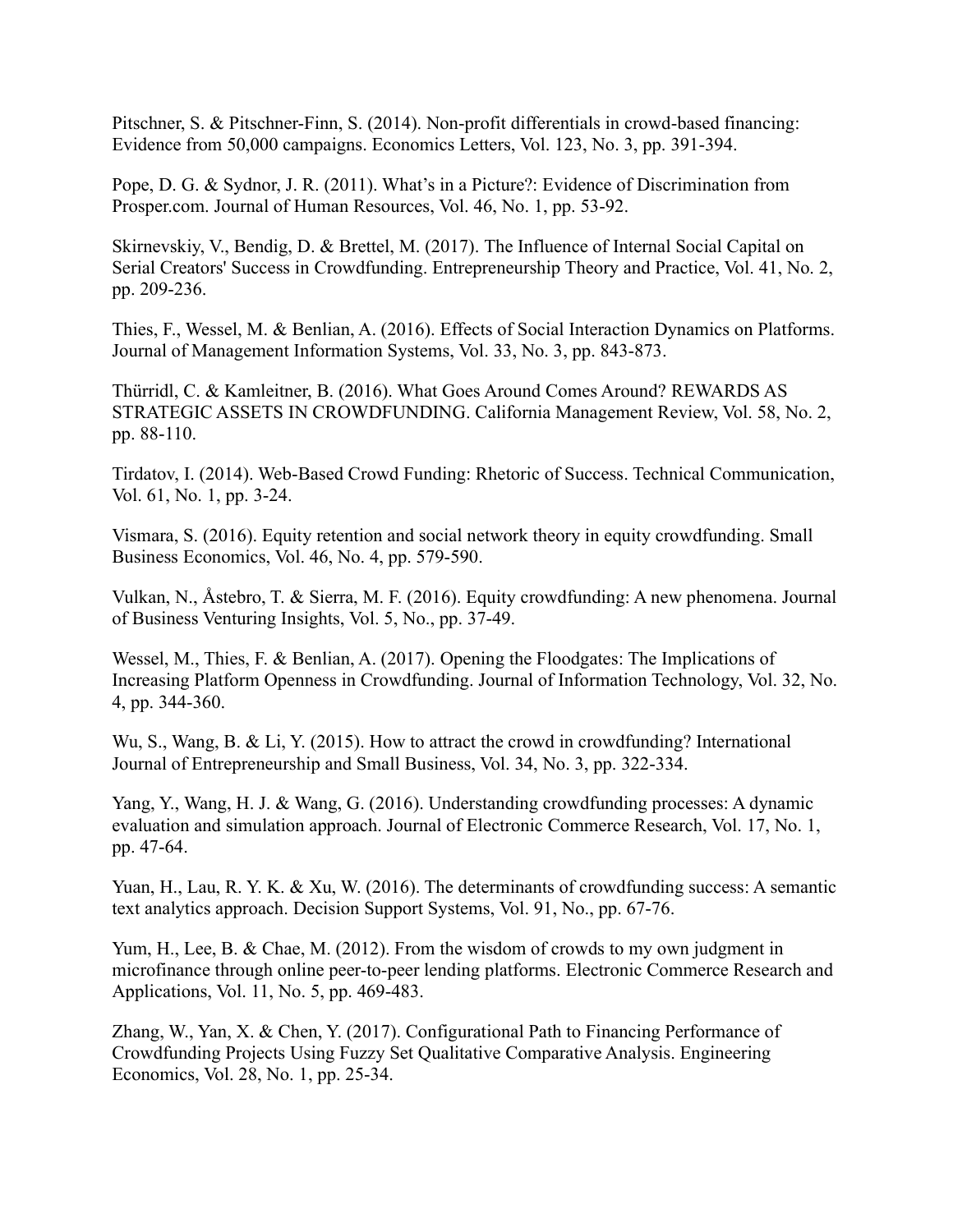Pitschner, S. & Pitschner-Finn, S. (2014). Non-profit differentials in crowd-based financing: Evidence from 50,000 campaigns. Economics Letters, Vol. 123, No. 3, pp. 391-394.

Pope, D. G. & Sydnor, J. R. (2011). What's in a Picture?: Evidence of Discrimination from Prosper.com. Journal of Human Resources, Vol. 46, No. 1, pp. 53-92.

Skirnevskiy, V., Bendig, D. & Brettel, M. (2017). The Influence of Internal Social Capital on Serial Creators' Success in Crowdfunding. Entrepreneurship Theory and Practice, Vol. 41, No. 2, pp. 209-236.

Thies, F., Wessel, M. & Benlian, A. (2016). Effects of Social Interaction Dynamics on Platforms. Journal of Management Information Systems, Vol. 33, No. 3, pp. 843-873.

Thürridl, C. & Kamleitner, B. (2016). What Goes Around Comes Around? REWARDS AS STRATEGIC ASSETS IN CROWDFUNDING. California Management Review, Vol. 58, No. 2, pp. 88-110.

Tirdatov, I. (2014). Web-Based Crowd Funding: Rhetoric of Success. Technical Communication, Vol. 61, No. 1, pp. 3-24.

Vismara, S. (2016). Equity retention and social network theory in equity crowdfunding. Small Business Economics, Vol. 46, No. 4, pp. 579-590.

Vulkan, N., Åstebro, T. & Sierra, M. F. (2016). Equity crowdfunding: A new phenomena. Journal of Business Venturing Insights, Vol. 5, No., pp. 37-49.

Wessel, M., Thies, F. & Benlian, A. (2017). Opening the Floodgates: The Implications of Increasing Platform Openness in Crowdfunding. Journal of Information Technology, Vol. 32, No. 4, pp. 344-360.

Wu, S., Wang, B. & Li, Y. (2015). How to attract the crowd in crowdfunding? International Journal of Entrepreneurship and Small Business, Vol. 34, No. 3, pp. 322-334.

Yang, Y., Wang, H. J. & Wang, G. (2016). Understanding crowdfunding processes: A dynamic evaluation and simulation approach. Journal of Electronic Commerce Research, Vol. 17, No. 1, pp. 47-64.

Yuan, H., Lau, R. Y. K. & Xu, W. (2016). The determinants of crowdfunding success: A semantic text analytics approach. Decision Support Systems, Vol. 91, No., pp. 67-76.

Yum, H., Lee, B. & Chae, M. (2012). From the wisdom of crowds to my own judgment in microfinance through online peer-to-peer lending platforms. Electronic Commerce Research and Applications, Vol. 11, No. 5, pp. 469-483.

Zhang, W., Yan, X. & Chen, Y. (2017). Configurational Path to Financing Performance of Crowdfunding Projects Using Fuzzy Set Qualitative Comparative Analysis. Engineering Economics, Vol. 28, No. 1, pp. 25-34.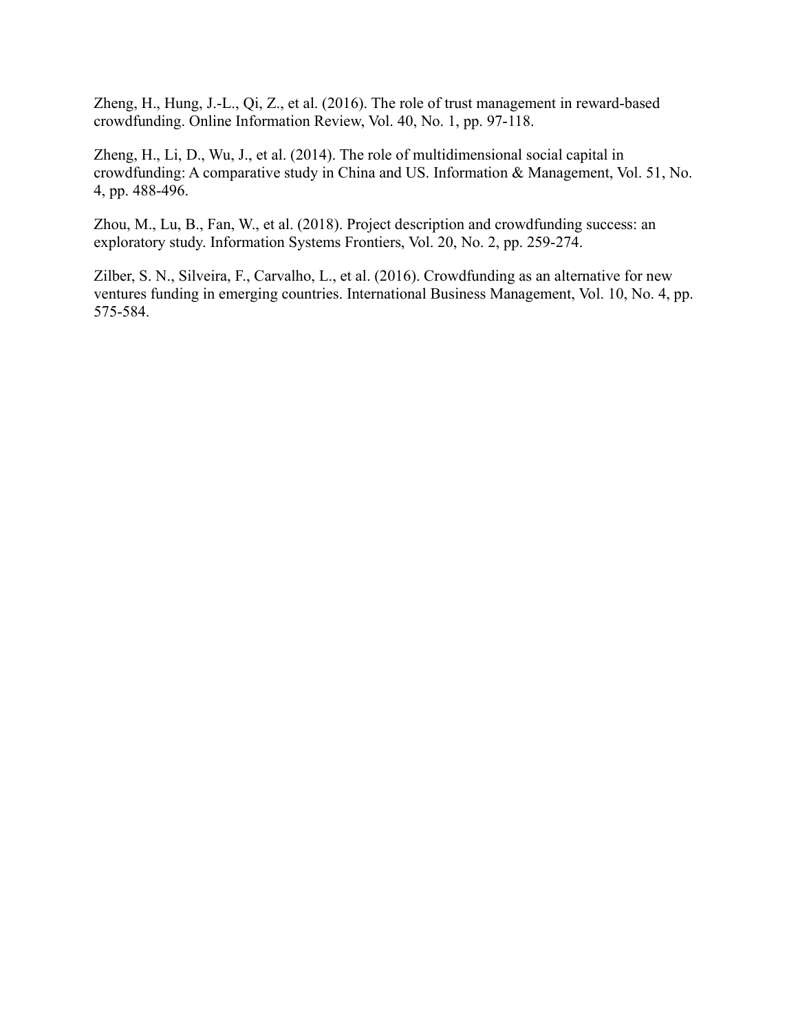Zheng, H., Hung, J.-L., Qi, Z., et al. (2016). The role of trust management in reward-based crowdfunding. Online Information Review, Vol. 40, No. 1, pp. 97-118.

Zheng, H., Li, D., Wu, J., et al. (2014). The role of multidimensional social capital in crowdfunding: A comparative study in China and US. Information & Management, Vol. 51, No. 4, pp. 488-496.

Zhou, M., Lu, B., Fan, W., et al. (2018). Project description and crowdfunding success: an exploratory study. Information Systems Frontiers, Vol. 20, No. 2, pp. 259-274.

Zilber, S. N., Silveira, F., Carvalho, L., et al. (2016). Crowdfunding as an alternative for new ventures funding in emerging countries. International Business Management, Vol. 10, No. 4, pp. 575-584.